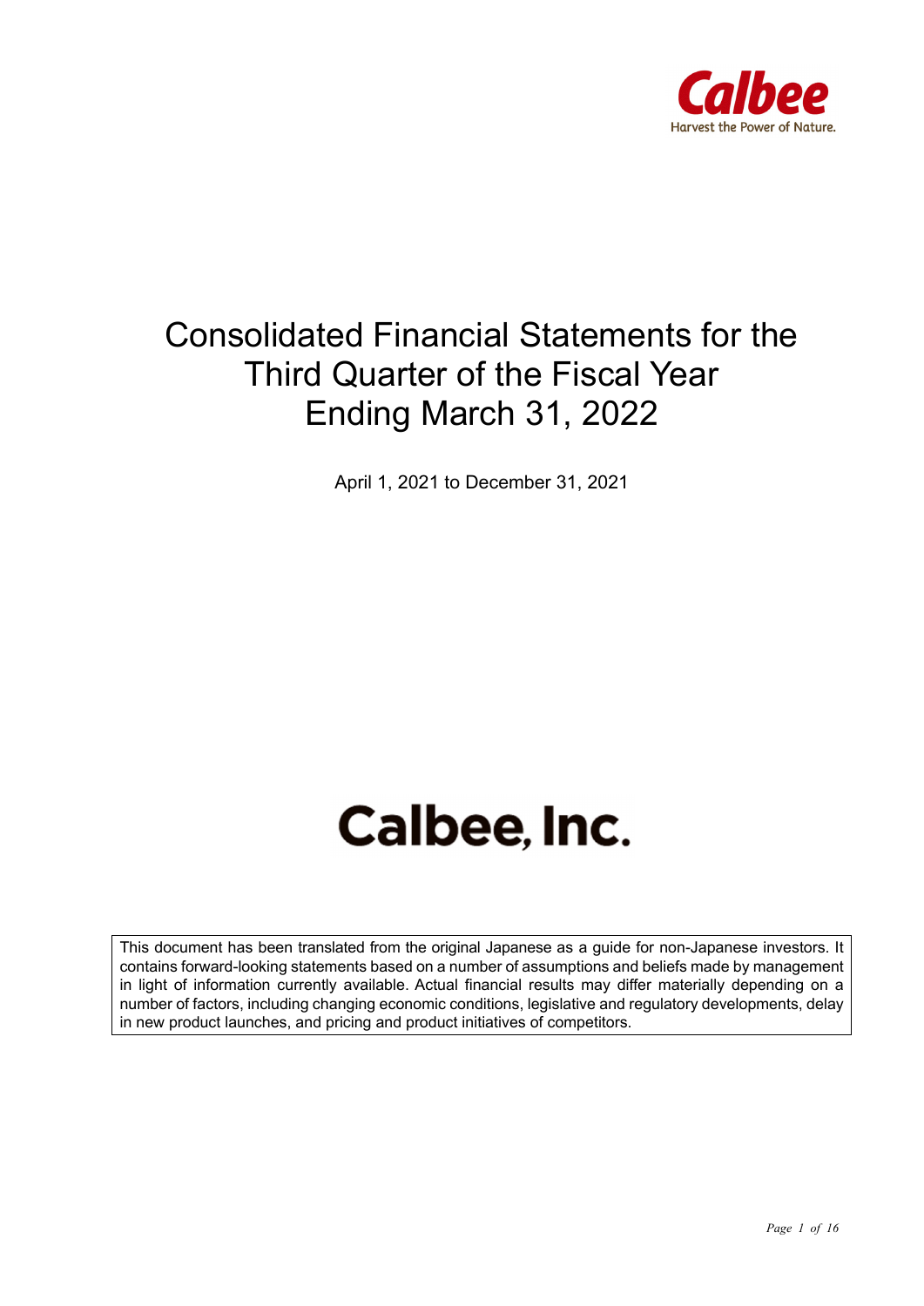Calbee

Harvest the Power of Nature.

# Consolidated Financial Statements for the Third Quarter of the Fiscal Year Ending March 31, 2022

April 1, 2021 to December 31, 2021

**Calbee, Inc.**

This document has been translated from the original Japanese as a guide for non-Japanese investors. It contains forward-looking statements based on a number of assumptions and beliefs made by management in light of information currently available. Actual financial results may differ materially depending on a number of factors, including changing economic conditions, legislative and regulatory developments, delay in new product launches, and pricing and product initiatives of competitors.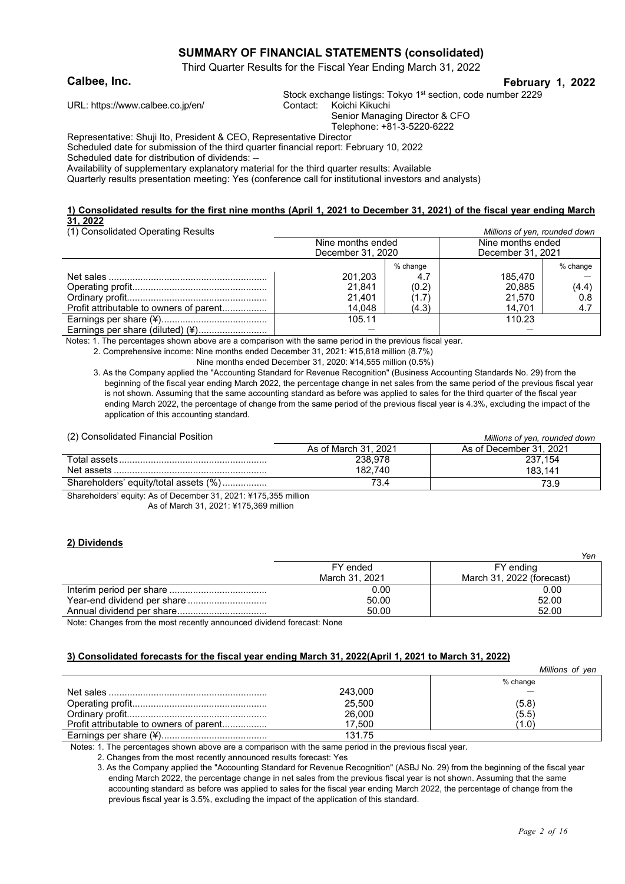# SUMMARY OF FINANCIAL STATEMENTS (consolidated)

Third Quarter Results for the Fiscal Year Ending March 31, 2022

**Calbee, Inc.** **February 1, 2022**

Stock exchange listings: Tokyo 1st section, code number 2229

URL: https://www.calbee.co.jp/en/

Contact: Koichi Kikuchi
Senior Managing Director & CFO
Telephone: +81-3-5220-6222

Representative: Shuji Ito, President & CEO, Representative Director

Scheduled date for submission of the third quarter financial report: February 10, 2022

Scheduled date for distribution of dividends: --

Availability of supplementary explanatory material for the third quarter results: Available

Quarterly results presentation meeting: Yes (conference call for institutional investors and analysts)

## 1) Consolidated results for the first nine months (April 1, 2021 to December 31, 2021) of the fiscal year ending March 31, 2022

(1) Consolidated Operating Results

*Millions of yen, rounded down*

| | Nine months ended December 31, 2020 | | Nine months ended December 31, 2021 | |
|---|---|---|---|---|
| | | % change | | % change |
| Net sales | 201,203 | 4.7 | 185,470 | — |
| Operating profit | 21,841 | (0.2) | 20,885 | (4.4) |
| Ordinary profit | 21,401 | (1.7) | 21,570 | 0.8 |
| Profit attributable to owners of parent | 14,048 | (4.3) | 14,701 | 4.7 |
| Earnings per share (¥) | 105.11 | | 110.23 | |
| Earnings per share (diluted) (¥) | — | | — | |

Notes: 1. The percentages shown above are a comparison with the same period in the previous fiscal year.

2. Comprehensive income: Nine months ended December 31, 2021: ¥15,818 million (8.7%)
Nine months ended December 31, 2020: ¥14,555 million (0.5%)

3. As the Company applied the "Accounting Standard for Revenue Recognition" (Business Accounting Standards No. 29) from the beginning of the fiscal year ending March 2022, the percentage change in net sales from the same period of the previous fiscal year is not shown. Assuming that the same accounting standard as before was applied to sales for the third quarter of the fiscal year ending March 2022, the percentage of change from the same period of the previous fiscal year is 4.3%, excluding the impact of the application of this accounting standard.

(2) Consolidated Financial Position

*Millions of yen, rounded down*

| | As of March 31, 2021 | As of December 31, 2021 |
|---|---|---|
| Total assets | 238,978 | 237,154 |
| Net assets | 182,740 | 183,141 |
| Shareholders' equity/total assets (%) | 73.4 | 73.9 |

Shareholders' equity: As of December 31, 2021: ¥175,355 million
As of March 31, 2021: ¥175,369 million

## 2) Dividends

*Yen*

| | FY ended March 31, 2021 | FY ending March 31, 2022 (forecast) |
|---|---|---|
| Interim period per share | 0.00 | 0.00 |
| Year-end dividend per share | 50.00 | 52.00 |
| Annual dividend per share | 50.00 | 52.00 |

Note: Changes from the most recently announced dividend forecast: None

## 3) Consolidated forecasts for the fiscal year ending March 31, 2022(April 1, 2021 to March 31, 2022)

*Millions of yen*

| | | % change |
|---|---|---|
| Net sales | 243,000 | — |
| Operating profit | 25,500 | (5.8) |
| Ordinary profit | 26,000 | (5.5) |
| Profit attributable to owners of parent | 17,500 | (1.0) |
| Earnings per share (¥) | 131.75 | |

Notes: 1. The percentages shown above are a comparison with the same period in the previous fiscal year.

2. Changes from the most recently announced results forecast: Yes

3. As the Company applied the "Accounting Standard for Revenue Recognition" (ASBJ No. 29) from the beginning of the fiscal year ending March 2022, the percentage change in net sales from the previous fiscal year is not shown. Assuming that the same accounting standard as before was applied to sales for the fiscal year ending March 2022, the percentage of change from the previous fiscal year is 3.5%, excluding the impact of the application of this standard.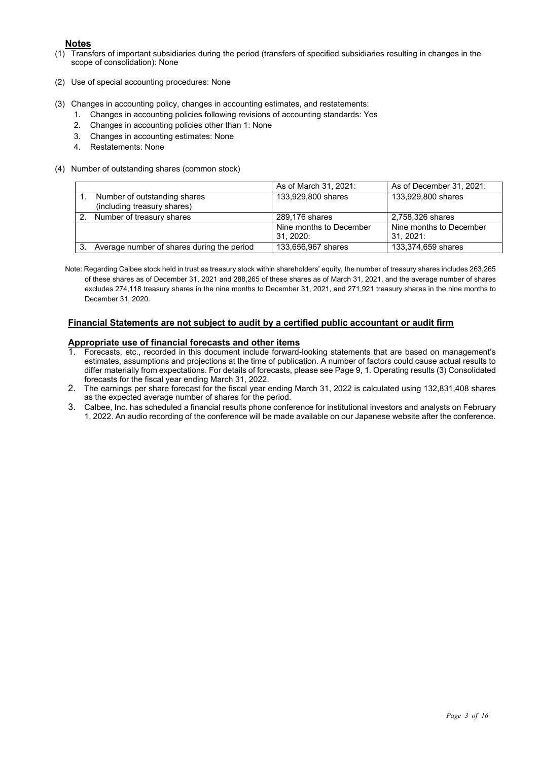## Notes

(1) Transfers of important subsidiaries during the period (transfers of specified subsidiaries resulting in changes in the scope of consolidation): None

(2) Use of special accounting procedures: None

(3) Changes in accounting policy, changes in accounting estimates, and restatements:
   1. Changes in accounting policies following revisions of accounting standards: Yes
   2. Changes in accounting policies other than 1: None
   3. Changes in accounting estimates: None
   4. Restatements: None

(4) Number of outstanding shares (common stock)

| | As of March 31, 2021: | As of December 31, 2021: |
|---|---|---|
| 1. Number of outstanding shares (including treasury shares) | 133,929,800 shares | 133,929,800 shares |
| 2. Number of treasury shares | 289,176 shares | 2,758,326 shares |
| | Nine months to December 31, 2020: | Nine months to December 31, 2021: |
| 3. Average number of shares during the period | 133,656,967 shares | 133,374,659 shares |

Note: Regarding Calbee stock held in trust as treasury stock within shareholders' equity, the number of treasury shares includes 263,265 of these shares as of December 31, 2021 and 288,265 of these shares as of March 31, 2021, and the average number of shares excludes 274,118 treasury shares in the nine months to December 31, 2021, and 271,921 treasury shares in the nine months to December 31, 2020.

**Financial Statements are not subject to audit by a certified public accountant or audit firm**

**Appropriate use of financial forecasts and other items**

1. Forecasts, etc., recorded in this document include forward-looking statements that are based on management's estimates, assumptions and projections at the time of publication. A number of factors could cause actual results to differ materially from expectations. For details of forecasts, please see Page 9, 1. Operating results (3) Consolidated forecasts for the fiscal year ending March 31, 2022.
2. The earnings per share forecast for the fiscal year ending March 31, 2022 is calculated using 132,831,408 shares as the expected average number of shares for the period.
3. Calbee, Inc. has scheduled a financial results phone conference for institutional investors and analysts on February 1, 2022. An audio recording of the conference will be made available on our Japanese website after the conference.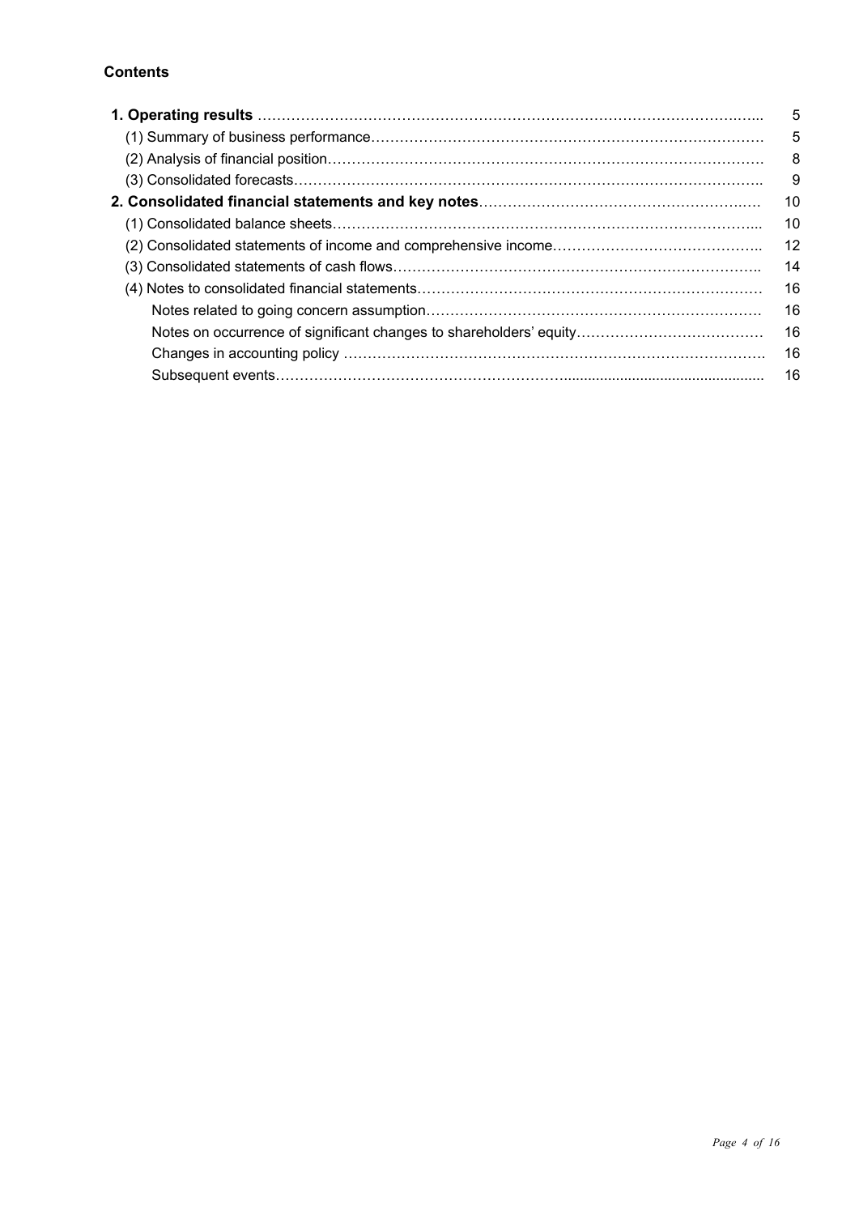**Contents**

| | |
|---|---|
| **1. Operating results** | 5 |
| (1) Summary of business performance | 5 |
| (2) Analysis of financial position | 8 |
| (3) Consolidated forecasts | 9 |
| **2. Consolidated financial statements and key notes** | 10 |
| (1) Consolidated balance sheets | 10 |
| (2) Consolidated statements of income and comprehensive income | 12 |
| (3) Consolidated statements of cash flows | 14 |
| (4) Notes to consolidated financial statements | 16 |
| Notes related to going concern assumption | 16 |
| Notes on occurrence of significant changes to shareholders' equity | 16 |
| Changes in accounting policy | 16 |
| Subsequent events | 16 |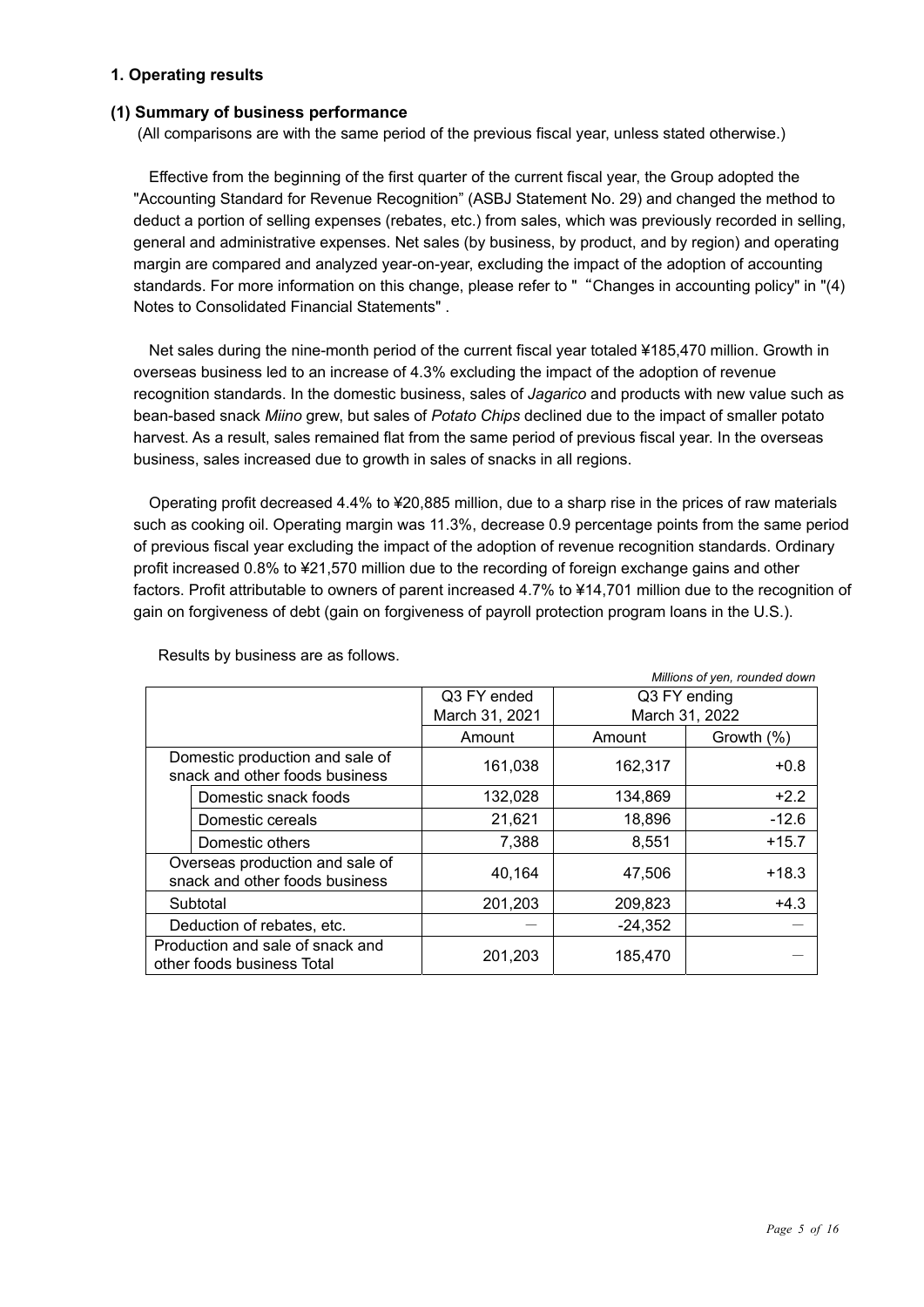## 1. Operating results

### (1) Summary of business performance

(All comparisons are with the same period of the previous fiscal year, unless stated otherwise.)

Effective from the beginning of the first quarter of the current fiscal year, the Group adopted the "Accounting Standard for Revenue Recognition" (ASBJ Statement No. 29) and changed the method to deduct a portion of selling expenses (rebates, etc.) from sales, which was previously recorded in selling, general and administrative expenses. Net sales (by business, by product, and by region) and operating margin are compared and analyzed year-on-year, excluding the impact of the adoption of accounting standards. For more information on this change, please refer to " "Changes in accounting policy" in "(4) Notes to Consolidated Financial Statements" .

Net sales during the nine-month period of the current fiscal year totaled ¥185,470 million. Growth in overseas business led to an increase of 4.3% excluding the impact of the adoption of revenue recognition standards. In the domestic business, sales of *Jagarico* and products with new value such as bean-based snack *Miino* grew, but sales of *Potato Chips* declined due to the impact of smaller potato harvest. As a result, sales remained flat from the same period of previous fiscal year. In the overseas business, sales increased due to growth in sales of snacks in all regions.

Operating profit decreased 4.4% to ¥20,885 million, due to a sharp rise in the prices of raw materials such as cooking oil. Operating margin was 11.3%, decrease 0.9 percentage points from the same period of previous fiscal year excluding the impact of the adoption of revenue recognition standards. Ordinary profit increased 0.8% to ¥21,570 million due to the recording of foreign exchange gains and other factors. Profit attributable to owners of parent increased 4.7% to ¥14,701 million due to the recognition of gain on forgiveness of debt (gain on forgiveness of payroll protection program loans in the U.S.).

Results by business are as follows.

*Millions of yen, rounded down*

| | Q3 FY ended March 31, 2021 | Q3 FY ending March 31, 2022 | |
|---|---|---|---|
| | Amount | Amount | Growth (%) |
| Domestic production and sale of snack and other foods business | 161,038 | 162,317 | +0.8 |
| Domestic snack foods | 132,028 | 134,869 | +2.2 |
| Domestic cereals | 21,621 | 18,896 | -12.6 |
| Domestic others | 7,388 | 8,551 | +15.7 |
| Overseas production and sale of snack and other foods business | 40,164 | 47,506 | +18.3 |
| Subtotal | 201,203 | 209,823 | +4.3 |
| Deduction of rebates, etc. | — | -24,352 | — |
| Production and sale of snack and other foods business Total | 201,203 | 185,470 | — |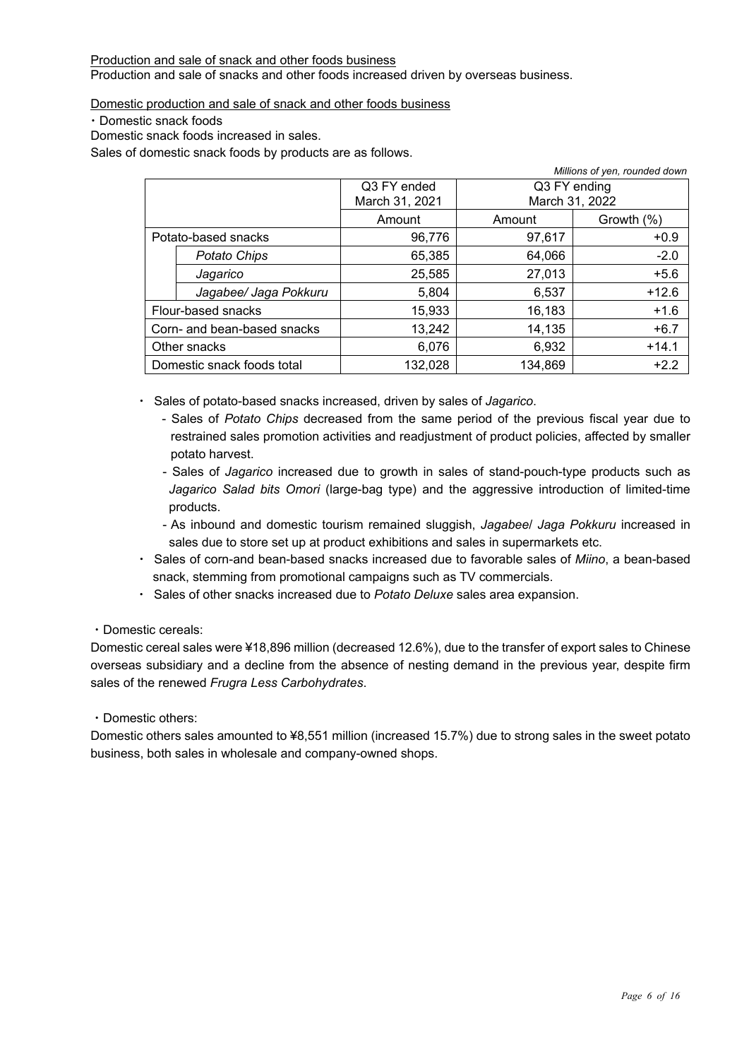Production and sale of snack and other foods business

Production and sale of snacks and other foods increased driven by overseas business.

Domestic production and sale of snack and other foods business

・Domestic snack foods

Domestic snack foods increased in sales.

Sales of domestic snack foods by products are as follows.

*Millions of yen, rounded down*

| | | Q3 FY ended March 31, 2021 | Q3 FY ending March 31, 2022 | |
|---|---|---|---|---|
| | | Amount | Amount | Growth (%) |
| Potato-based snacks | | 96,776 | 97,617 | +0.9 |
| | *Potato Chips* | 65,385 | 64,066 | -2.0 |
| | *Jagarico* | 25,585 | 27,013 | +5.6 |
| | *Jagabee/ Jaga Pokkuru* | 5,804 | 6,537 | +12.6 |
| Flour-based snacks | | 15,933 | 16,183 | +1.6 |
| Corn- and bean-based snacks | | 13,242 | 14,135 | +6.7 |
| Other snacks | | 6,076 | 6,932 | +14.1 |
| Domestic snack foods total | | 132,028 | 134,869 | +2.2 |

- Sales of potato-based snacks increased, driven by sales of *Jagarico*.
  - Sales of *Potato Chips* decreased from the same period of the previous fiscal year due to restrained sales promotion activities and readjustment of product policies, affected by smaller potato harvest.
  - Sales of *Jagarico* increased due to growth in sales of stand-pouch-type products such as *Jagarico Salad bits Omori* (large-bag type) and the aggressive introduction of limited-time products.
  - As inbound and domestic tourism remained sluggish, *Jagabee*/ *Jaga Pokkuru* increased in sales due to store set up at product exhibitions and sales in supermarkets etc.
- Sales of corn-and bean-based snacks increased due to favorable sales of *Miino*, a bean-based snack, stemming from promotional campaigns such as TV commercials.
- Sales of other snacks increased due to *Potato Deluxe* sales area expansion.

・Domestic cereals:

Domestic cereal sales were ¥18,896 million (decreased 12.6%), due to the transfer of export sales to Chinese overseas subsidiary and a decline from the absence of nesting demand in the previous year, despite firm sales of the renewed *Frugra Less Carbohydrates*.

・Domestic others:

Domestic others sales amounted to ¥8,551 million (increased 15.7%) due to strong sales in the sweet potato business, both sales in wholesale and company-owned shops.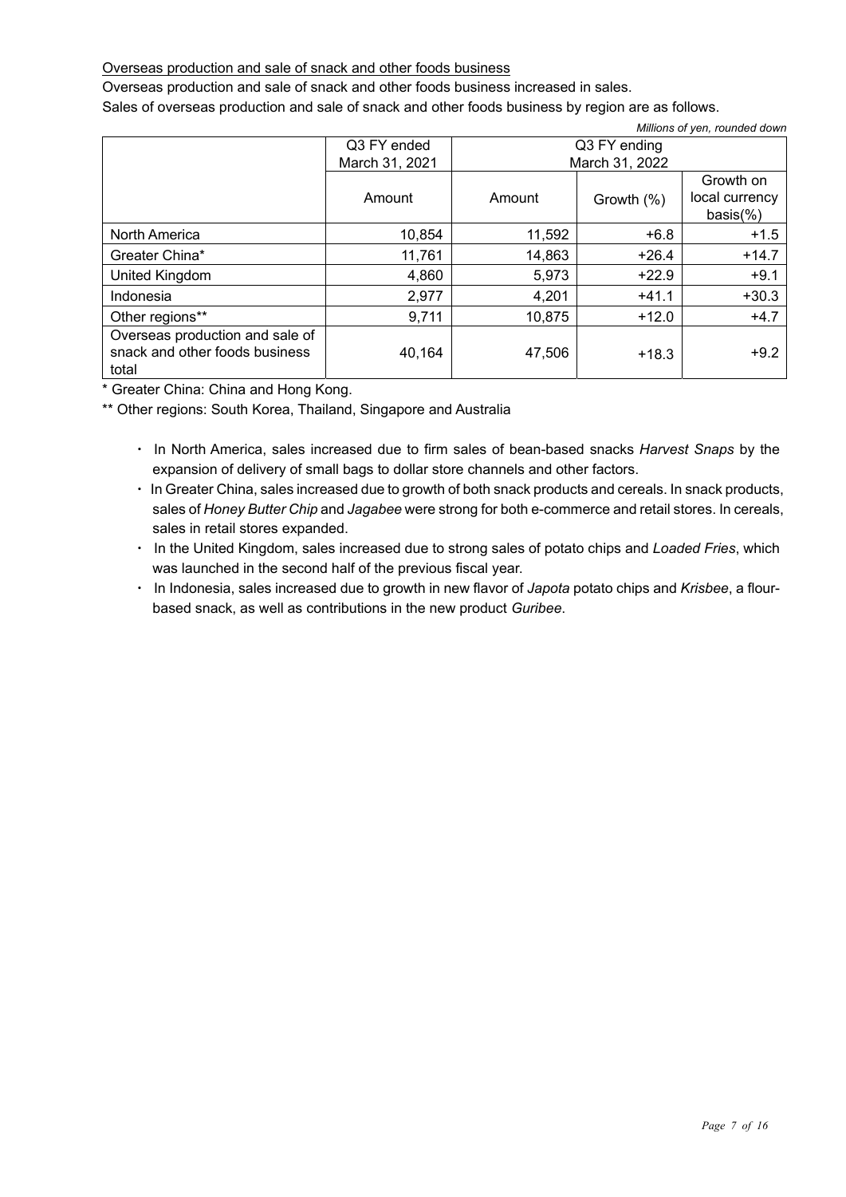Overseas production and sale of snack and other foods business

Overseas production and sale of snack and other foods business increased in sales.

Sales of overseas production and sale of snack and other foods business by region are as follows.

*Millions of yen, rounded down*

| | Q3 FY ended March 31, 2021 | Q3 FY ending March 31, 2022 | | |
|---|---|---|---|---|
| | Amount | Amount | Growth (%) | Growth on local currency basis(%) |
| North America | 10,854 | 11,592 | +6.8 | +1.5 |
| Greater China* | 11,761 | 14,863 | +26.4 | +14.7 |
| United Kingdom | 4,860 | 5,973 | +22.9 | +9.1 |
| Indonesia | 2,977 | 4,201 | +41.1 | +30.3 |
| Other regions** | 9,711 | 10,875 | +12.0 | +4.7 |
| Overseas production and sale of snack and other foods business total | 40,164 | 47,506 | +18.3 | +9.2 |

\* Greater China: China and Hong Kong.

\*\* Other regions: South Korea, Thailand, Singapore and Australia

- In North America, sales increased due to firm sales of bean-based snacks *Harvest Snaps* by the expansion of delivery of small bags to dollar store channels and other factors.
- In Greater China, sales increased due to growth of both snack products and cereals. In snack products, sales of *Honey Butter Chip* and *Jagabee* were strong for both e-commerce and retail stores. In cereals, sales in retail stores expanded.
- In the United Kingdom, sales increased due to strong sales of potato chips and *Loaded Fries*, which was launched in the second half of the previous fiscal year.
- In Indonesia, sales increased due to growth in new flavor of *Japota* potato chips and *Krisbee*, a flour-based snack, as well as contributions in the new product *Guribee*.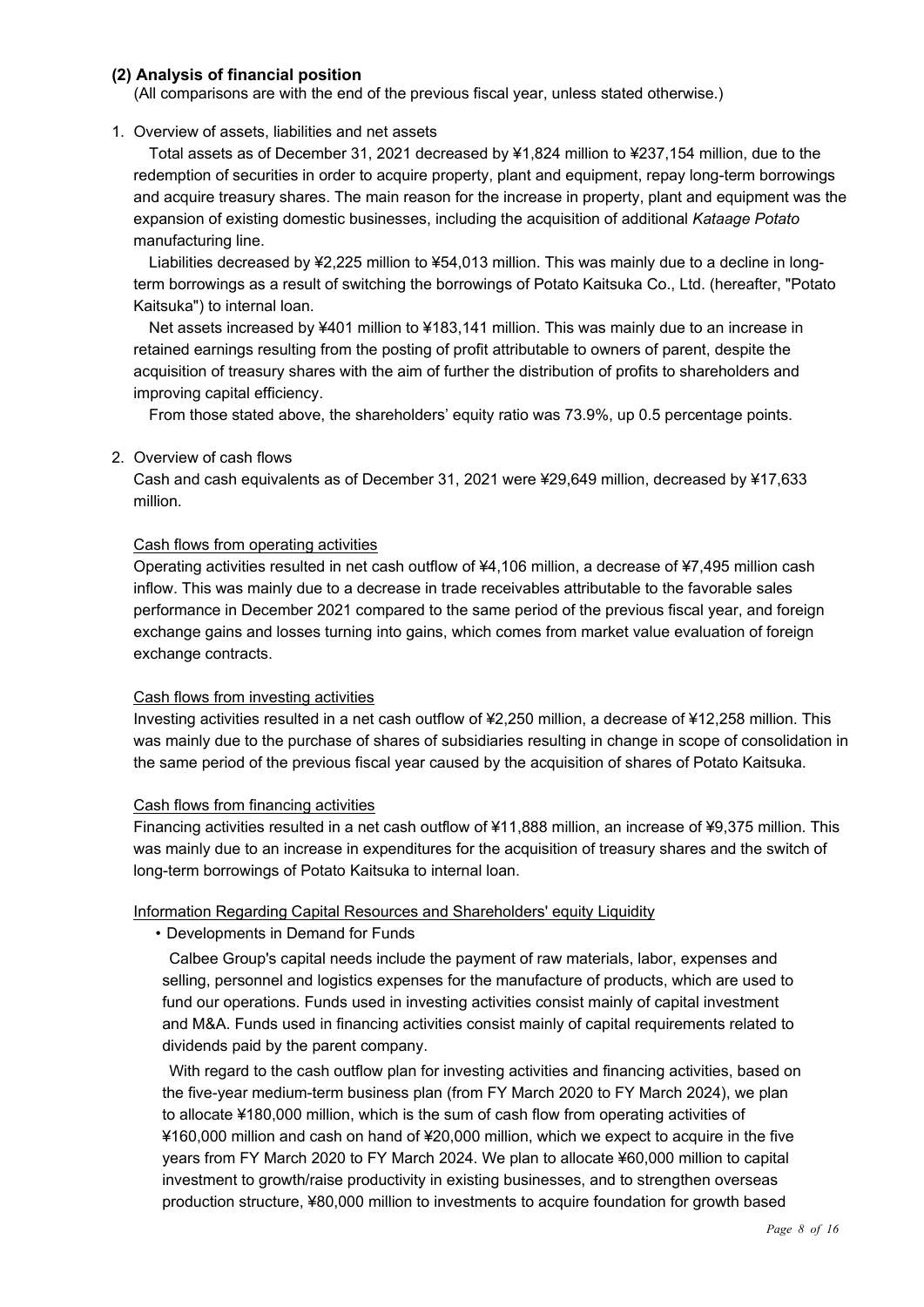### (2) Analysis of financial position

(All comparisons are with the end of the previous fiscal year, unless stated otherwise.)

1. Overview of assets, liabilities and net assets

Total assets as of December 31, 2021 decreased by ¥1,824 million to ¥237,154 million, due to the redemption of securities in order to acquire property, plant and equipment, repay long-term borrowings and acquire treasury shares. The main reason for the increase in property, plant and equipment was the expansion of existing domestic businesses, including the acquisition of additional *Kataage Potato* manufacturing line.

Liabilities decreased by ¥2,225 million to ¥54,013 million. This was mainly due to a decline in long-term borrowings as a result of switching the borrowings of Potato Kaitsuka Co., Ltd. (hereafter, "Potato Kaitsuka") to internal loan.

Net assets increased by ¥401 million to ¥183,141 million. This was mainly due to an increase in retained earnings resulting from the posting of profit attributable to owners of parent, despite the acquisition of treasury shares with the aim of further the distribution of profits to shareholders and improving capital efficiency.

From those stated above, the shareholders' equity ratio was 73.9%, up 0.5 percentage points.

2. Overview of cash flows

Cash and cash equivalents as of December 31, 2021 were ¥29,649 million, decreased by ¥17,633 million.

<u>Cash flows from operating activities</u>

Operating activities resulted in net cash outflow of ¥4,106 million, a decrease of ¥7,495 million cash inflow. This was mainly due to a decrease in trade receivables attributable to the favorable sales performance in December 2021 compared to the same period of the previous fiscal year, and foreign exchange gains and losses turning into gains, which comes from market value evaluation of foreign exchange contracts.

<u>Cash flows from investing activities</u>

Investing activities resulted in a net cash outflow of ¥2,250 million, a decrease of ¥12,258 million. This was mainly due to the purchase of shares of subsidiaries resulting in change in scope of consolidation in the same period of the previous fiscal year caused by the acquisition of shares of Potato Kaitsuka.

<u>Cash flows from financing activities</u>

Financing activities resulted in a net cash outflow of ¥11,888 million, an increase of ¥9,375 million. This was mainly due to an increase in expenditures for the acquisition of treasury shares and the switch of long-term borrowings of Potato Kaitsuka to internal loan.

<u>Information Regarding Capital Resources and Shareholders' equity Liquidity</u>

- Developments in Demand for Funds

Calbee Group's capital needs include the payment of raw materials, labor, expenses and selling, personnel and logistics expenses for the manufacture of products, which are used to fund our operations. Funds used in investing activities consist mainly of capital investment and M&A. Funds used in financing activities consist mainly of capital requirements related to dividends paid by the parent company.

With regard to the cash outflow plan for investing activities and financing activities, based on the five-year medium-term business plan (from FY March 2020 to FY March 2024), we plan to allocate ¥180,000 million, which is the sum of cash flow from operating activities of ¥160,000 million and cash on hand of ¥20,000 million, which we expect to acquire in the five years from FY March 2020 to FY March 2024. We plan to allocate ¥60,000 million to capital investment to growth/raise productivity in existing businesses, and to strengthen overseas production structure, ¥80,000 million to investments to acquire foundation for growth based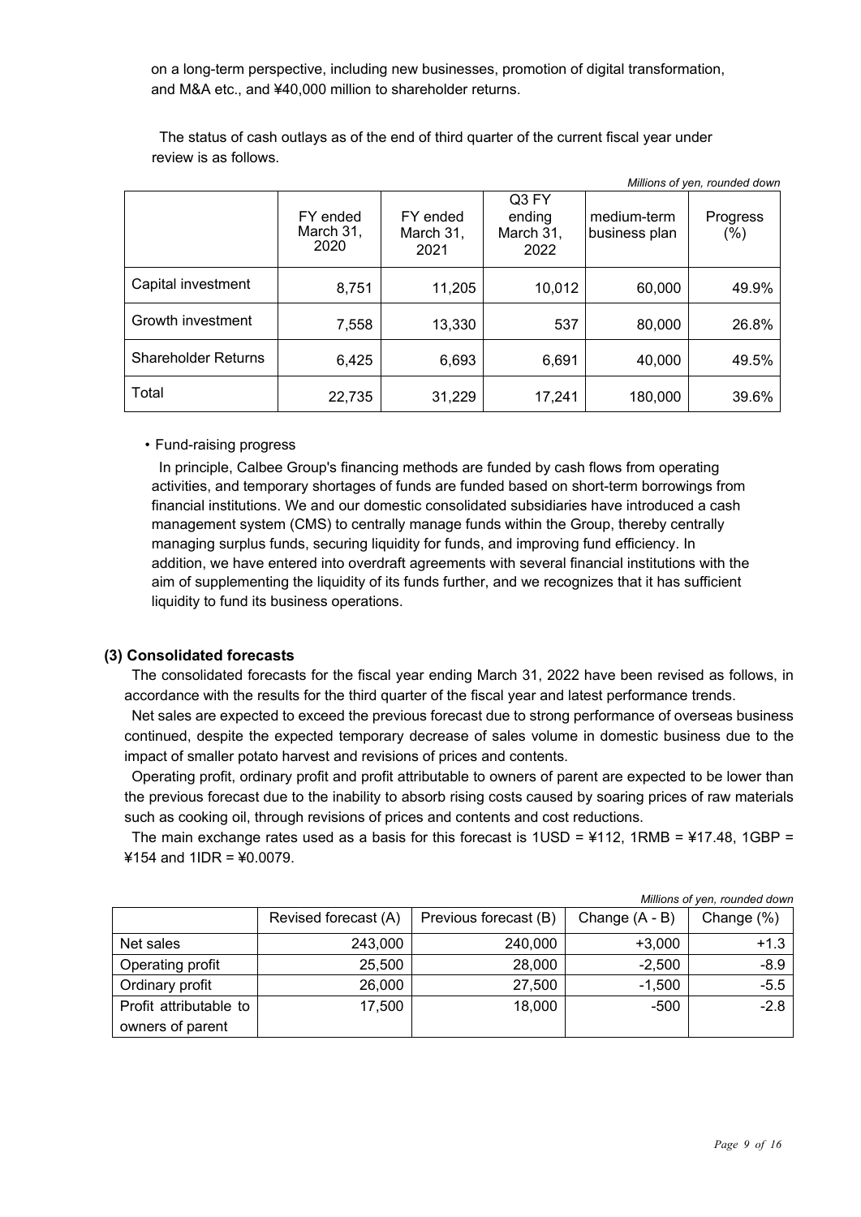on a long-term perspective, including new businesses, promotion of digital transformation, and M&A etc., and ¥40,000 million to shareholder returns.

The status of cash outlays as of the end of third quarter of the current fiscal year under review is as follows.

*Millions of yen, rounded down*

| | FY ended March 31, 2020 | FY ended March 31, 2021 | Q3 FY ending March 31, 2022 | medium-term business plan | Progress (%) |
|---|---|---|---|---|---|
| Capital investment | 8,751 | 11,205 | 10,012 | 60,000 | 49.9% |
| Growth investment | 7,558 | 13,330 | 537 | 80,000 | 26.8% |
| Shareholder Returns | 6,425 | 6,693 | 6,691 | 40,000 | 49.5% |
| Total | 22,735 | 31,229 | 17,241 | 180,000 | 39.6% |

• Fund-raising progress

In principle, Calbee Group's financing methods are funded by cash flows from operating activities, and temporary shortages of funds are funded based on short-term borrowings from financial institutions. We and our domestic consolidated subsidiaries have introduced a cash management system (CMS) to centrally manage funds within the Group, thereby centrally managing surplus funds, securing liquidity for funds, and improving fund efficiency. In addition, we have entered into overdraft agreements with several financial institutions with the aim of supplementing the liquidity of its funds further, and we recognizes that it has sufficient liquidity to fund its business operations.

### (3) Consolidated forecasts

The consolidated forecasts for the fiscal year ending March 31, 2022 have been revised as follows, in accordance with the results for the third quarter of the fiscal year and latest performance trends.

Net sales are expected to exceed the previous forecast due to strong performance of overseas business continued, despite the expected temporary decrease of sales volume in domestic business due to the impact of smaller potato harvest and revisions of prices and contents.

Operating profit, ordinary profit and profit attributable to owners of parent are expected to be lower than the previous forecast due to the inability to absorb rising costs caused by soaring prices of raw materials such as cooking oil, through revisions of prices and contents and cost reductions.

The main exchange rates used as a basis for this forecast is 1USD = ¥112, 1RMB = ¥17.48, 1GBP = ¥154 and 1IDR = ¥0.0079.

*Millions of yen, rounded down*

| | Revised forecast (A) | Previous forecast (B) | Change (A - B) | Change (%) |
|---|---|---|---|---|
| Net sales | 243,000 | 240,000 | +3,000 | +1.3 |
| Operating profit | 25,500 | 28,000 | -2,500 | -8.9 |
| Ordinary profit | 26,000 | 27,500 | -1,500 | -5.5 |
| Profit attributable to owners of parent | 17,500 | 18,000 | -500 | -2.8 |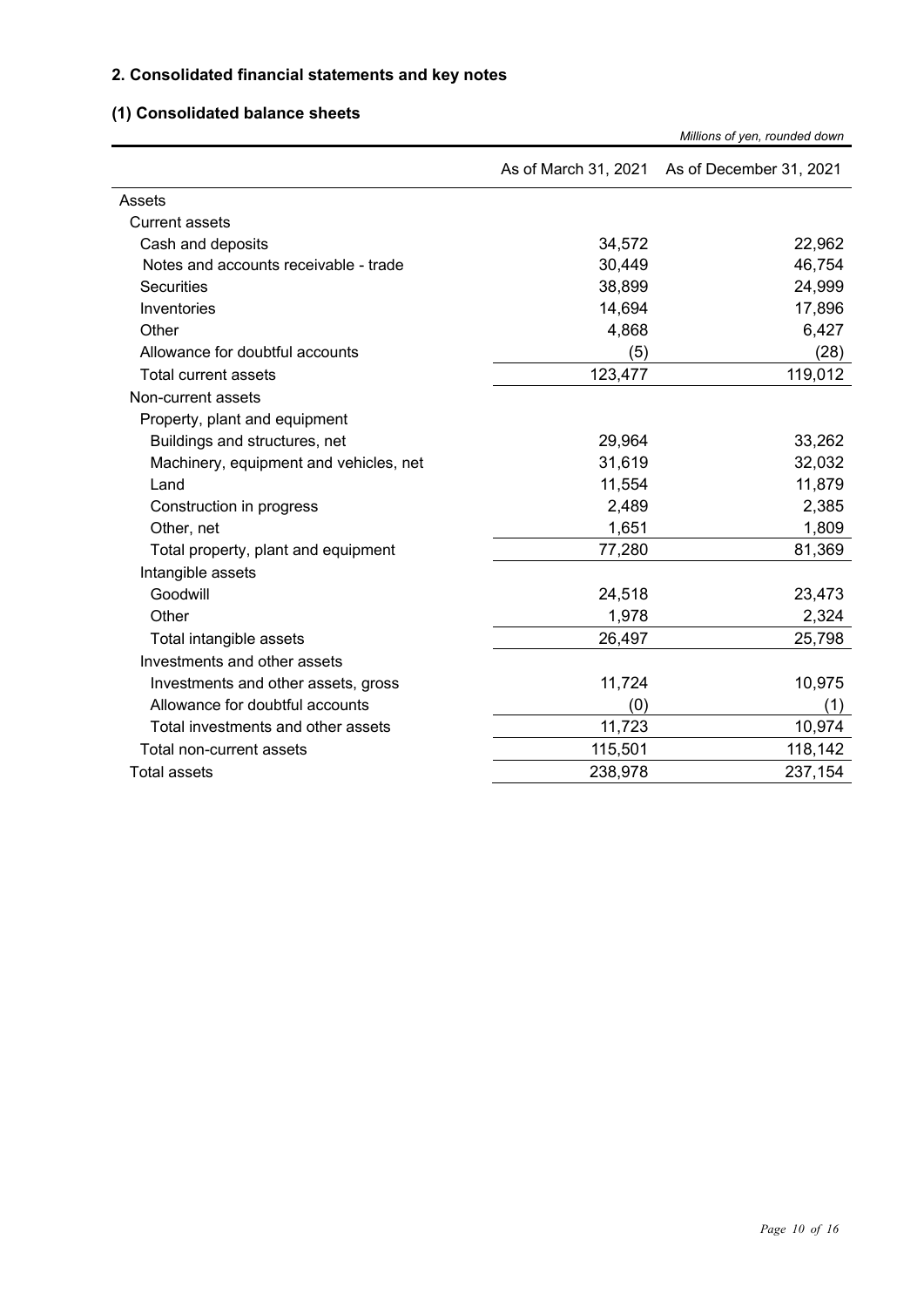## 2. Consolidated financial statements and key notes

### (1) Consolidated balance sheets

*Millions of yen, rounded down*

| | As of March 31, 2021 | As of December 31, 2021 |
|---|---|---|
| Assets | | |
| Current assets | | |
| Cash and deposits | 34,572 | 22,962 |
| Notes and accounts receivable - trade | 30,449 | 46,754 |
| Securities | 38,899 | 24,999 |
| Inventories | 14,694 | 17,896 |
| Other | 4,868 | 6,427 |
| Allowance for doubtful accounts | (5) | (28) |
| Total current assets | 123,477 | 119,012 |
| Non-current assets | | |
| Property, plant and equipment | | |
| Buildings and structures, net | 29,964 | 33,262 |
| Machinery, equipment and vehicles, net | 31,619 | 32,032 |
| Land | 11,554 | 11,879 |
| Construction in progress | 2,489 | 2,385 |
| Other, net | 1,651 | 1,809 |
| Total property, plant and equipment | 77,280 | 81,369 |
| Intangible assets | | |
| Goodwill | 24,518 | 23,473 |
| Other | 1,978 | 2,324 |
| Total intangible assets | 26,497 | 25,798 |
| Investments and other assets | | |
| Investments and other assets, gross | 11,724 | 10,975 |
| Allowance for doubtful accounts | (0) | (1) |
| Total investments and other assets | 11,723 | 10,974 |
| Total non-current assets | 115,501 | 118,142 |
| Total assets | 238,978 | 237,154 |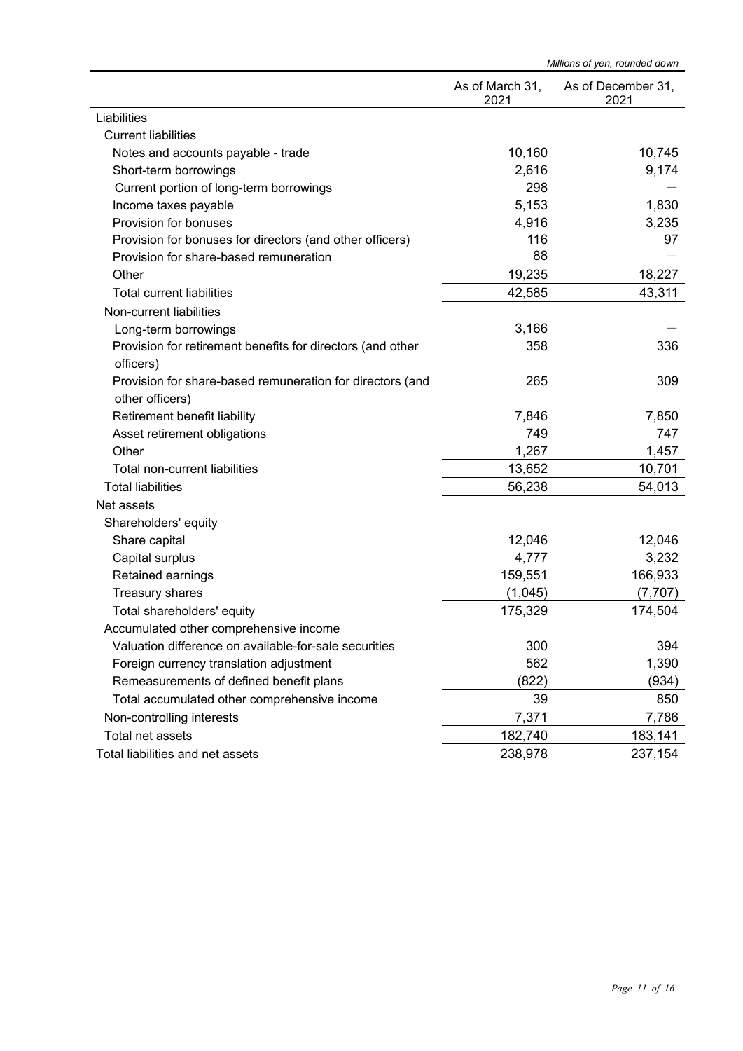*Millions of yen, rounded down*

| | As of March 31, 2021 | As of December 31, 2021 |
|---|---|---|
| Liabilities | | |
| Current liabilities | | |
| Notes and accounts payable - trade | 10,160 | 10,745 |
| Short-term borrowings | 2,616 | 9,174 |
| Current portion of long-term borrowings | 298 | — |
| Income taxes payable | 5,153 | 1,830 |
| Provision for bonuses | 4,916 | 3,235 |
| Provision for bonuses for directors (and other officers) | 116 | 97 |
| Provision for share-based remuneration | 88 | — |
| Other | 19,235 | 18,227 |
| Total current liabilities | 42,585 | 43,311 |
| Non-current liabilities | | |
| Long-term borrowings | 3,166 | — |
| Provision for retirement benefits for directors (and other officers) | 358 | 336 |
| Provision for share-based remuneration for directors (and other officers) | 265 | 309 |
| Retirement benefit liability | 7,846 | 7,850 |
| Asset retirement obligations | 749 | 747 |
| Other | 1,267 | 1,457 |
| Total non-current liabilities | 13,652 | 10,701 |
| Total liabilities | 56,238 | 54,013 |
| Net assets | | |
| Shareholders' equity | | |
| Share capital | 12,046 | 12,046 |
| Capital surplus | 4,777 | 3,232 |
| Retained earnings | 159,551 | 166,933 |
| Treasury shares | (1,045) | (7,707) |
| Total shareholders' equity | 175,329 | 174,504 |
| Accumulated other comprehensive income | | |
| Valuation difference on available-for-sale securities | 300 | 394 |
| Foreign currency translation adjustment | 562 | 1,390 |
| Remeasurements of defined benefit plans | (822) | (934) |
| Total accumulated other comprehensive income | 39 | 850 |
| Non-controlling interests | 7,371 | 7,786 |
| Total net assets | 182,740 | 183,141 |
| Total liabilities and net assets | 238,978 | 237,154 |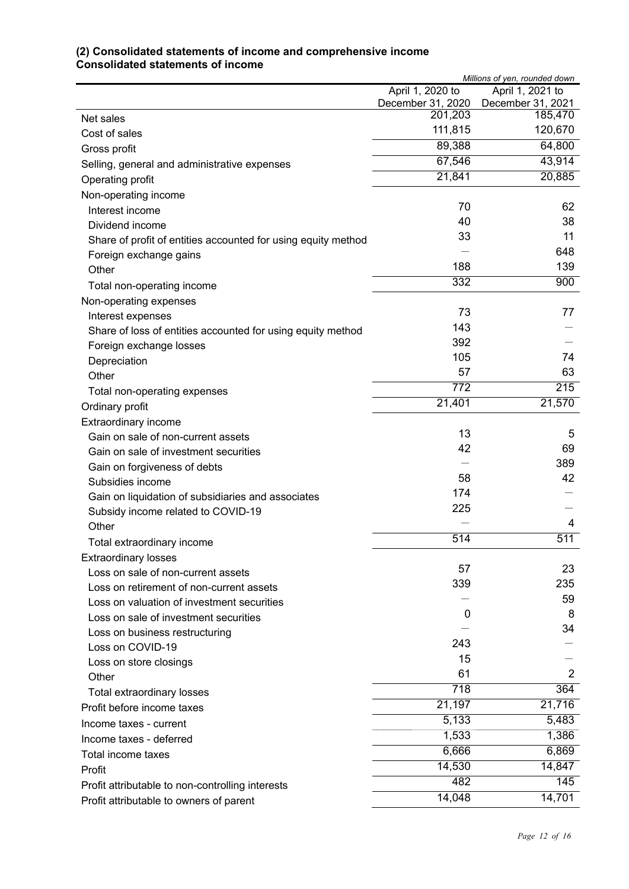### (2) Consolidated statements of income and comprehensive income

### Consolidated statements of income

*Millions of yen, rounded down*

| | April 1, 2020 to December 31, 2020 | April 1, 2021 to December 31, 2021 |
|---|---|---|
| Net sales | 201,203 | 185,470 |
| Cost of sales | 111,815 | 120,670 |
| Gross profit | 89,388 | 64,800 |
| Selling, general and administrative expenses | 67,546 | 43,914 |
| Operating profit | 21,841 | 20,885 |
| Non-operating income | | |
| Interest income | 70 | 62 |
| Dividend income | 40 | 38 |
| Share of profit of entities accounted for using equity method | 33 | 11 |
| Foreign exchange gains | — | 648 |
| Other | 188 | 139 |
| Total non-operating income | 332 | 900 |
| Non-operating expenses | | |
| Interest expenses | 73 | 77 |
| Share of loss of entities accounted for using equity method | 143 | — |
| Foreign exchange losses | 392 | — |
| Depreciation | 105 | 74 |
| Other | 57 | 63 |
| Total non-operating expenses | 772 | 215 |
| Ordinary profit | 21,401 | 21,570 |
| Extraordinary income | | |
| Gain on sale of non-current assets | 13 | 5 |
| Gain on sale of investment securities | 42 | 69 |
| Gain on forgiveness of debts | — | 389 |
| Subsidies income | 58 | 42 |
| Gain on liquidation of subsidiaries and associates | 174 | — |
| Subsidy income related to COVID-19 | 225 | — |
| Other | — | 4 |
| Total extraordinary income | 514 | 511 |
| Extraordinary losses | | |
| Loss on sale of non-current assets | 57 | 23 |
| Loss on retirement of non-current assets | 339 | 235 |
| Loss on valuation of investment securities | — | 59 |
| Loss on sale of investment securities | 0 | 8 |
| Loss on business restructuring | — | 34 |
| Loss on COVID-19 | 243 | — |
| Loss on store closings | 15 | — |
| Other | 61 | 2 |
| Total extraordinary losses | 718 | 364 |
| Profit before income taxes | 21,197 | 21,716 |
| Income taxes - current | 5,133 | 5,483 |
| Income taxes - deferred | 1,533 | 1,386 |
| Total income taxes | 6,666 | 6,869 |
| Profit | 14,530 | 14,847 |
| Profit attributable to non-controlling interests | 482 | 145 |
| Profit attributable to owners of parent | 14,048 | 14,701 |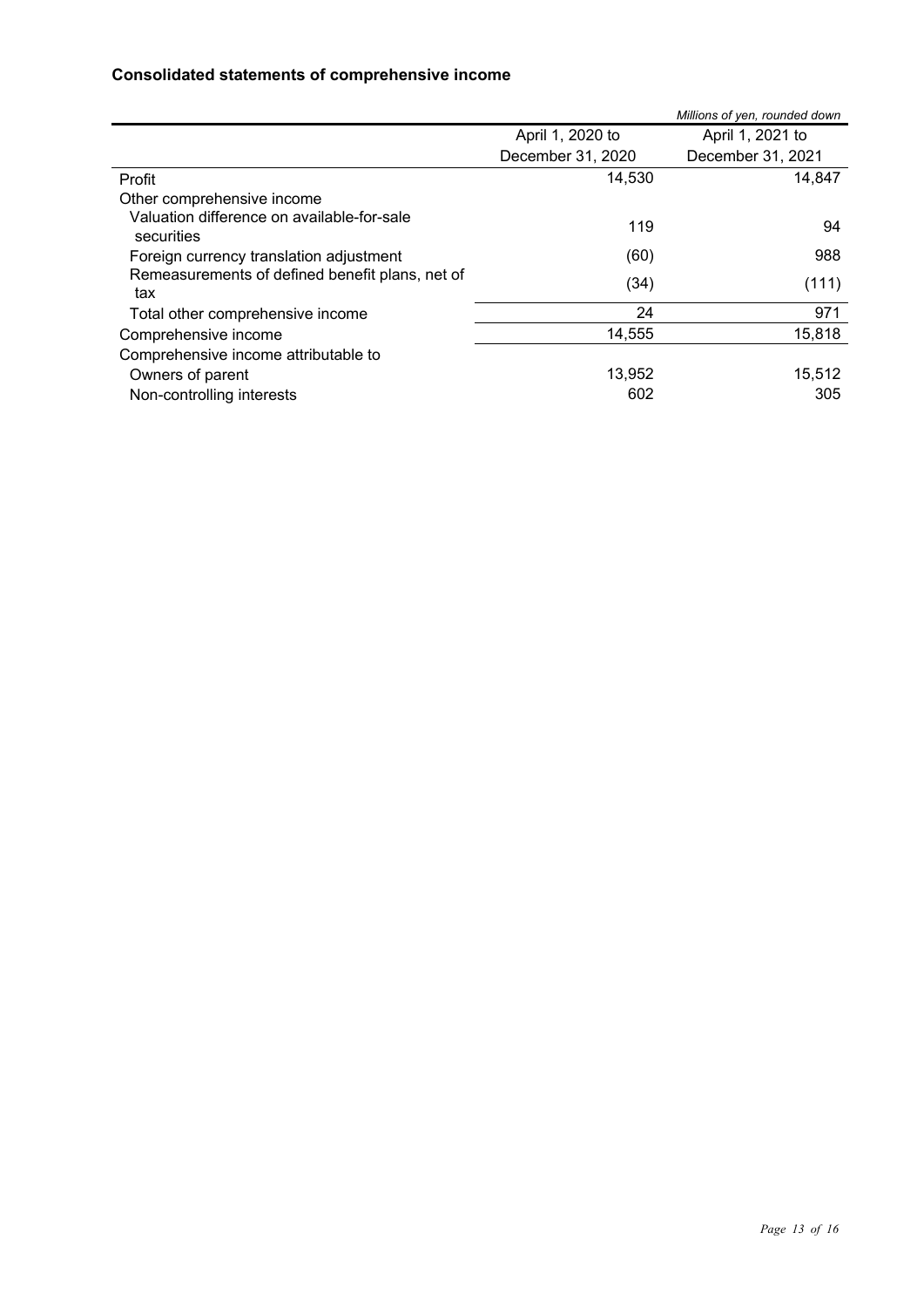### Consolidated statements of comprehensive income

*Millions of yen, rounded down*

| | April 1, 2020 to December 31, 2020 | April 1, 2021 to December 31, 2021 |
|---|---|---|
| Profit | 14,530 | 14,847 |
| Other comprehensive income | | |
| Valuation difference on available-for-sale securities | 119 | 94 |
| Foreign currency translation adjustment | (60) | 988 |
| Remeasurements of defined benefit plans, net of tax | (34) | (111) |
| Total other comprehensive income | 24 | 971 |
| Comprehensive income | 14,555 | 15,818 |
| Comprehensive income attributable to | | |
| Owners of parent | 13,952 | 15,512 |
| Non-controlling interests | 602 | 305 |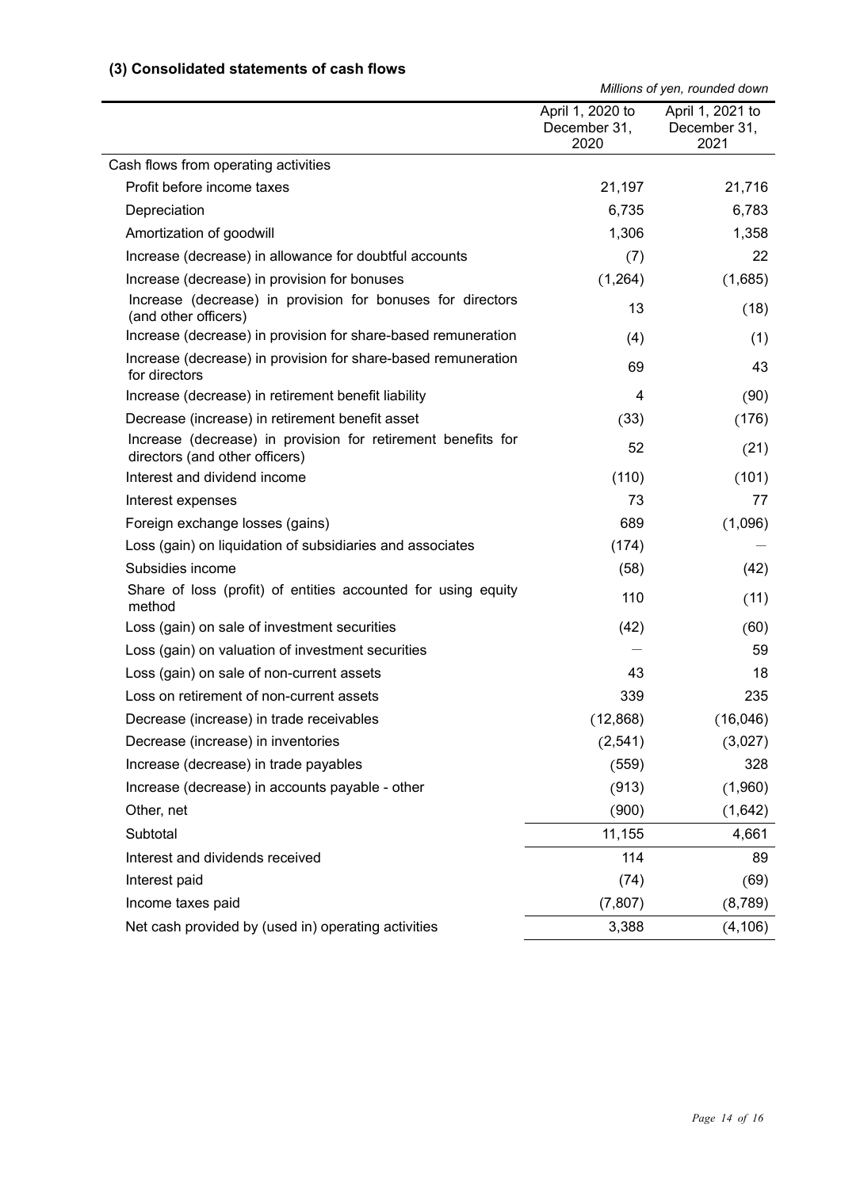### (3) Consolidated statements of cash flows

*Millions of yen, rounded down*

| | April 1, 2020 to December 31, 2020 | April 1, 2021 to December 31, 2021 |
|---|---|---|
| Cash flows from operating activities | | |
| Profit before income taxes | 21,197 | 21,716 |
| Depreciation | 6,735 | 6,783 |
| Amortization of goodwill | 1,306 | 1,358 |
| Increase (decrease) in allowance for doubtful accounts | (7) | 22 |
| Increase (decrease) in provision for bonuses | (1,264) | (1,685) |
| Increase (decrease) in provision for bonuses for directors (and other officers) | 13 | (18) |
| Increase (decrease) in provision for share-based remuneration | (4) | (1) |
| Increase (decrease) in provision for share-based remuneration for directors | 69 | 43 |
| Increase (decrease) in retirement benefit liability | 4 | (90) |
| Decrease (increase) in retirement benefit asset | (33) | (176) |
| Increase (decrease) in provision for retirement benefits for directors (and other officers) | 52 | (21) |
| Interest and dividend income | (110) | (101) |
| Interest expenses | 73 | 77 |
| Foreign exchange losses (gains) | 689 | (1,096) |
| Loss (gain) on liquidation of subsidiaries and associates | (174) | — |
| Subsidies income | (58) | (42) |
| Share of loss (profit) of entities accounted for using equity method | 110 | (11) |
| Loss (gain) on sale of investment securities | (42) | (60) |
| Loss (gain) on valuation of investment securities | — | 59 |
| Loss (gain) on sale of non-current assets | 43 | 18 |
| Loss on retirement of non-current assets | 339 | 235 |
| Decrease (increase) in trade receivables | (12,868) | (16,046) |
| Decrease (increase) in inventories | (2,541) | (3,027) |
| Increase (decrease) in trade payables | (559) | 328 |
| Increase (decrease) in accounts payable - other | (913) | (1,960) |
| Other, net | (900) | (1,642) |
| Subtotal | 11,155 | 4,661 |
| Interest and dividends received | 114 | 89 |
| Interest paid | (74) | (69) |
| Income taxes paid | (7,807) | (8,789) |
| Net cash provided by (used in) operating activities | 3,388 | (4,106) |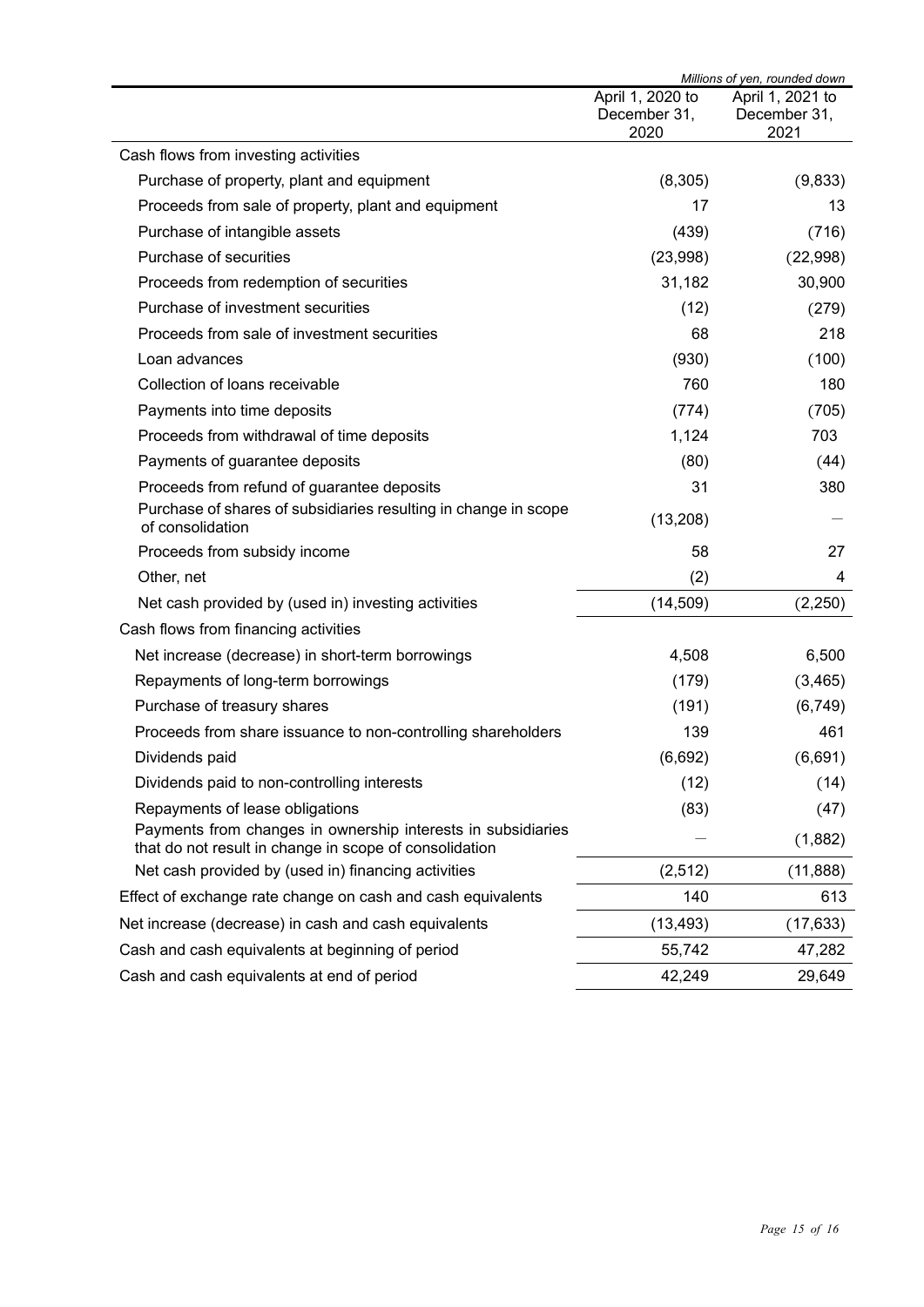*Millions of yen, rounded down*

| | April 1, 2020 to December 31, 2020 | April 1, 2021 to December 31, 2021 |
|---|---|---|
| Cash flows from investing activities | | |
| Purchase of property, plant and equipment | (8,305) | (9,833) |
| Proceeds from sale of property, plant and equipment | 17 | 13 |
| Purchase of intangible assets | (439) | (716) |
| Purchase of securities | (23,998) | (22,998) |
| Proceeds from redemption of securities | 31,182 | 30,900 |
| Purchase of investment securities | (12) | (279) |
| Proceeds from sale of investment securities | 68 | 218 |
| Loan advances | (930) | (100) |
| Collection of loans receivable | 760 | 180 |
| Payments into time deposits | (774) | (705) |
| Proceeds from withdrawal of time deposits | 1,124 | 703 |
| Payments of guarantee deposits | (80) | (44) |
| Proceeds from refund of guarantee deposits | 31 | 380 |
| Purchase of shares of subsidiaries resulting in change in scope of consolidation | (13,208) | — |
| Proceeds from subsidy income | 58 | 27 |
| Other, net | (2) | 4 |
| Net cash provided by (used in) investing activities | (14,509) | (2,250) |
| Cash flows from financing activities | | |
| Net increase (decrease) in short-term borrowings | 4,508 | 6,500 |
| Repayments of long-term borrowings | (179) | (3,465) |
| Purchase of treasury shares | (191) | (6,749) |
| Proceeds from share issuance to non-controlling shareholders | 139 | 461 |
| Dividends paid | (6,692) | (6,691) |
| Dividends paid to non-controlling interests | (12) | (14) |
| Repayments of lease obligations | (83) | (47) |
| Payments from changes in ownership interests in subsidiaries that do not result in change in scope of consolidation | — | (1,882) |
| Net cash provided by (used in) financing activities | (2,512) | (11,888) |
| Effect of exchange rate change on cash and cash equivalents | 140 | 613 |
| Net increase (decrease) in cash and cash equivalents | (13,493) | (17,633) |
| Cash and cash equivalents at beginning of period | 55,742 | 47,282 |
| Cash and cash equivalents at end of period | 42,249 | 29,649 |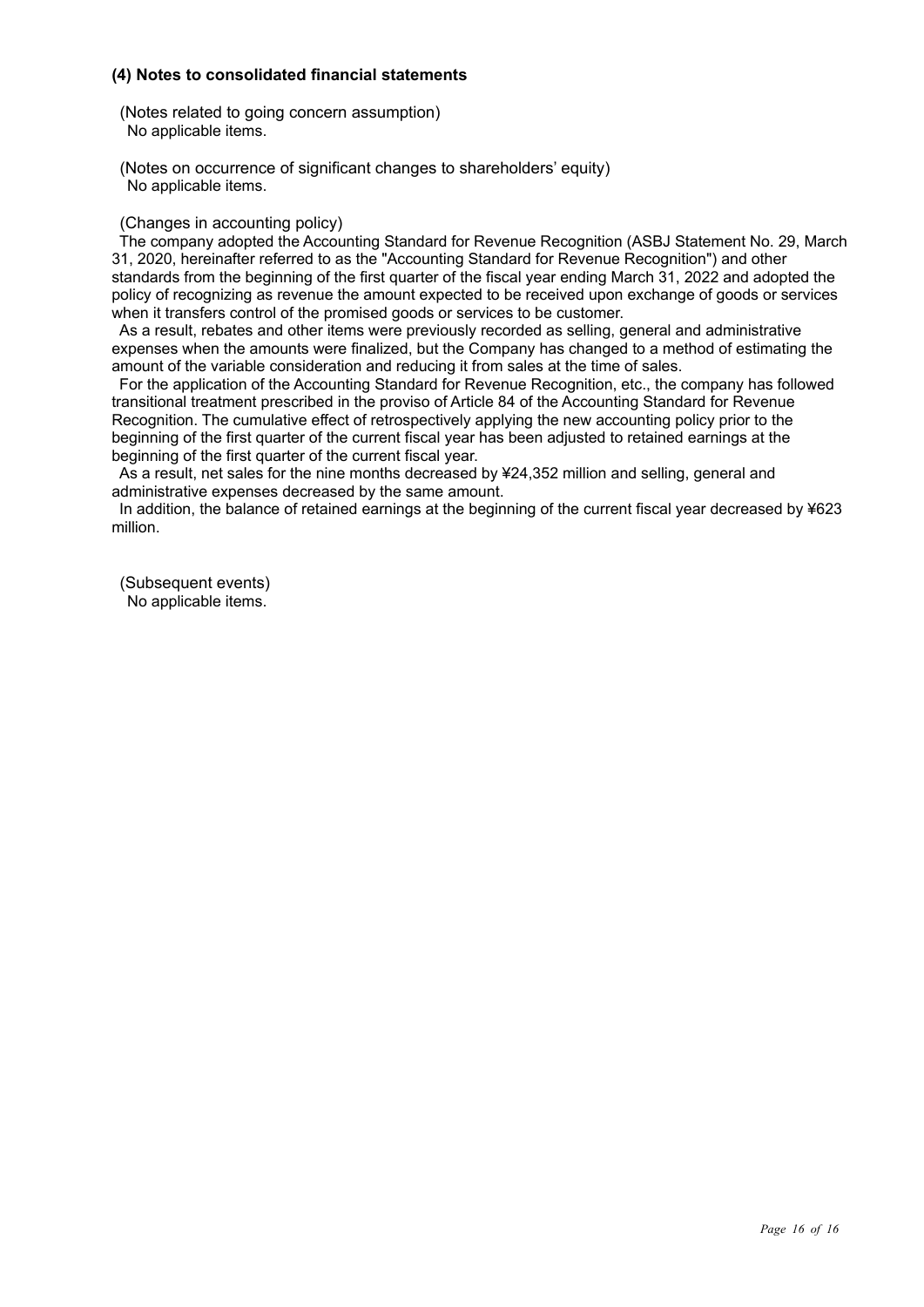### (4) Notes to consolidated financial statements

(Notes related to going concern assumption)
No applicable items.

(Notes on occurrence of significant changes to shareholders' equity)
No applicable items.

(Changes in accounting policy)

The company adopted the Accounting Standard for Revenue Recognition (ASBJ Statement No. 29, March 31, 2020, hereinafter referred to as the "Accounting Standard for Revenue Recognition") and other standards from the beginning of the first quarter of the fiscal year ending March 31, 2022 and adopted the policy of recognizing as revenue the amount expected to be received upon exchange of goods or services when it transfers control of the promised goods or services to be customer.

As a result, rebates and other items were previously recorded as selling, general and administrative expenses when the amounts were finalized, but the Company has changed to a method of estimating the amount of the variable consideration and reducing it from sales at the time of sales.

For the application of the Accounting Standard for Revenue Recognition, etc., the company has followed transitional treatment prescribed in the proviso of Article 84 of the Accounting Standard for Revenue Recognition. The cumulative effect of retrospectively applying the new accounting policy prior to the beginning of the first quarter of the current fiscal year has been adjusted to retained earnings at the beginning of the first quarter of the current fiscal year.

As a result, net sales for the nine months decreased by ¥24,352 million and selling, general and administrative expenses decreased by the same amount.

In addition, the balance of retained earnings at the beginning of the current fiscal year decreased by ¥623 million.

(Subsequent events)
No applicable items.